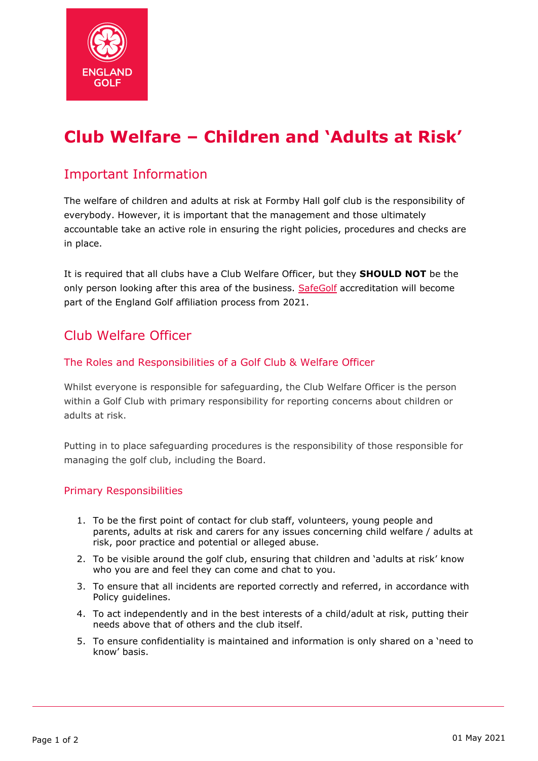# Club Welfare – Children and 'Adults at Risk'

## Important Information

The welfare of children and adults at risk at Formby Hall golf club is the responsibility of everybody. However, it is important that the management and those ultimately accountable take an active role in ensuring the right policies, procedures and checks are in place.

It is required that all clubs have a Club Welfare Officer, but they **SHOULD NOT** be the only person looking after this area of the business. SafeGolf accreditation will become part of the England Golf affiliation process from 2021.

## Club Welfare Officer

### The Roles and Responsibilities of a Golf Club & Welfare Officer

Whilst everyone is responsible for safeguarding, the Club Welfare Officer is the person within a Golf Club with primary responsibility for reporting concerns about children or adults at risk.

Putting in to place safeguarding procedures is the responsibility of those responsible for managing the golf club, including the Board.

### Primary Responsibilities

1. To be the first point of contact for club staff, volunteers, young people and parents, adults at risk and carers for any issues concerning child welfare / adults at risk, poor practice and potential or alleged abuse.
2. To be visible around the golf club, ensuring that children and 'adults at risk' know who you are and feel they can come and chat to you.
3. To ensure that all incidents are reported correctly and referred, in accordance with Policy guidelines.
4. To act independently and in the best interests of a child/adult at risk, putting their needs above that of others and the club itself.
5. To ensure confidentiality is maintained and information is only shared on a 'need to know' basis.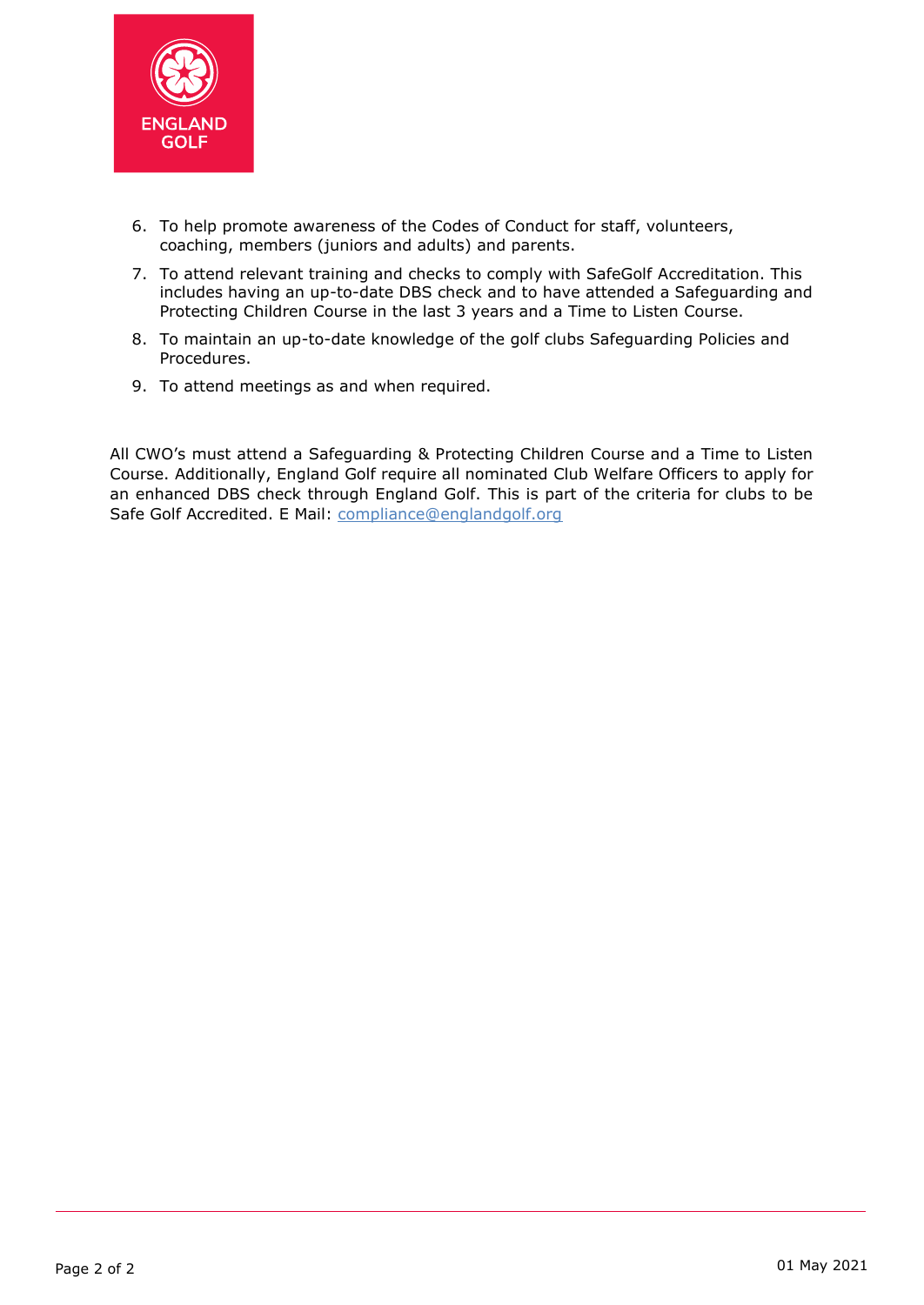6. To help promote awareness of the Codes of Conduct for staff, volunteers, coaching, members (juniors and adults) and parents.
7. To attend relevant training and checks to comply with SafeGolf Accreditation. This includes having an up-to-date DBS check and to have attended a Safeguarding and Protecting Children Course in the last 3 years and a Time to Listen Course.
8. To maintain an up-to-date knowledge of the golf clubs Safeguarding Policies and Procedures.
9. To attend meetings as and when required.

All CWO's must attend a Safeguarding & Protecting Children Course and a Time to Listen Course. Additionally, England Golf require all nominated Club Welfare Officers to apply for an enhanced DBS check through England Golf. This is part of the criteria for clubs to be Safe Golf Accredited. E Mail: compliance@englandgolf.org